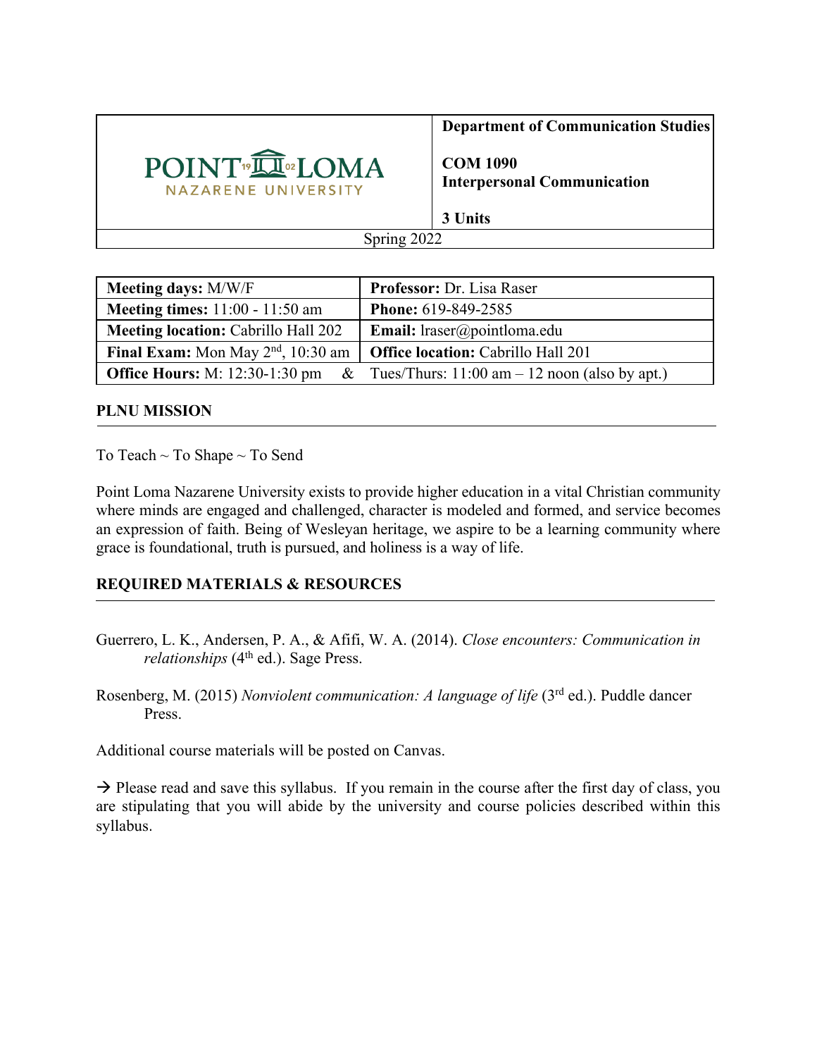| POINT LOMA NAZARENE UNIVERSITY | **Department of Communication Studies**<br><br>**COM 1090**<br>**Interpersonal Communication**<br><br>**3 Units** |
|---|---|
| Spring 2022 | |

| **Meeting days:** M/W/F | **Professor:** Dr. Lisa Raser |
|---|---|
| **Meeting times:** 11:00 - 11:50 am | **Phone:** 619-849-2585 |
| **Meeting location:** Cabrillo Hall 202 | **Email:** lraser@pointloma.edu |
| **Final Exam:** Mon May 2nd, 10:30 am | **Office location:** Cabrillo Hall 201 |
| **Office Hours:** M: 12:30-1:30 pm & | Tues/Thurs: 11:00 am – 12 noon (also by apt.) |

## PLNU MISSION

To Teach ~ To Shape ~ To Send

Point Loma Nazarene University exists to provide higher education in a vital Christian community where minds are engaged and challenged, character is modeled and formed, and service becomes an expression of faith. Being of Wesleyan heritage, we aspire to be a learning community where grace is foundational, truth is pursued, and holiness is a way of life.

## REQUIRED MATERIALS & RESOURCES

Guerrero, L. K., Andersen, P. A., & Afifi, W. A. (2014). *Close encounters: Communication in relationships* (4th ed.). Sage Press.

Rosenberg, M. (2015) *Nonviolent communication: A language of life* (3rd ed.). Puddle dancer Press.

Additional course materials will be posted on Canvas.

→ Please read and save this syllabus. If you remain in the course after the first day of class, you are stipulating that you will abide by the university and course policies described within this syllabus.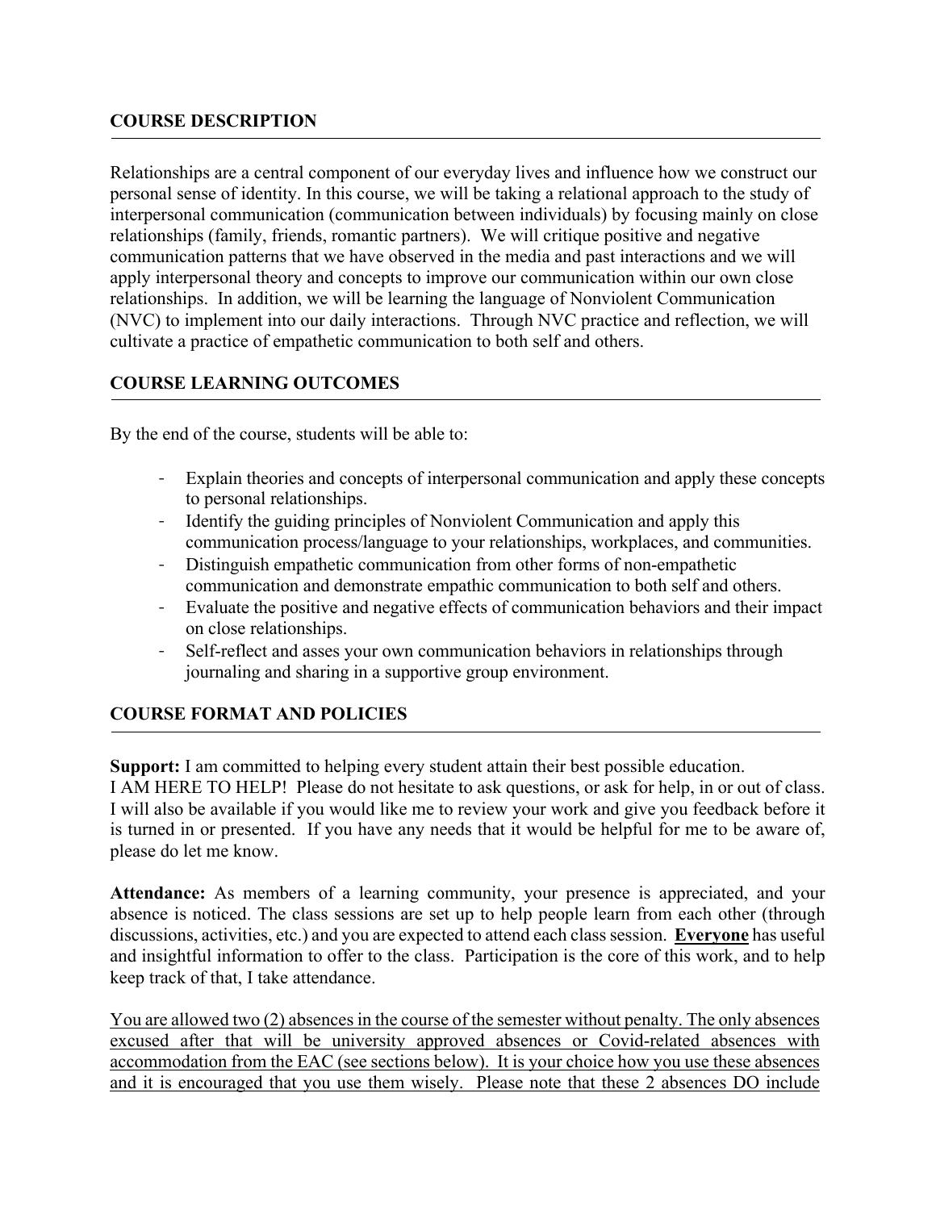## COURSE DESCRIPTION

Relationships are a central component of our everyday lives and influence how we construct our personal sense of identity. In this course, we will be taking a relational approach to the study of interpersonal communication (communication between individuals) by focusing mainly on close relationships (family, friends, romantic partners). We will critique positive and negative communication patterns that we have observed in the media and past interactions and we will apply interpersonal theory and concepts to improve our communication within our own close relationships. In addition, we will be learning the language of Nonviolent Communication (NVC) to implement into our daily interactions. Through NVC practice and reflection, we will cultivate a practice of empathetic communication to both self and others.

## COURSE LEARNING OUTCOMES

By the end of the course, students will be able to:

- Explain theories and concepts of interpersonal communication and apply these concepts to personal relationships.
- Identify the guiding principles of Nonviolent Communication and apply this communication process/language to your relationships, workplaces, and communities.
- Distinguish empathetic communication from other forms of non-empathetic communication and demonstrate empathic communication to both self and others.
- Evaluate the positive and negative effects of communication behaviors and their impact on close relationships.
- Self-reflect and asses your own communication behaviors in relationships through journaling and sharing in a supportive group environment.

## COURSE FORMAT AND POLICIES

**Support:** I am committed to helping every student attain their best possible education. I AM HERE TO HELP! Please do not hesitate to ask questions, or ask for help, in or out of class. I will also be available if you would like me to review your work and give you feedback before it is turned in or presented. If you have any needs that it would be helpful for me to be aware of, please do let me know.

**Attendance:** As members of a learning community, your presence is appreciated, and your absence is noticed. The class sessions are set up to help people learn from each other (through discussions, activities, etc.) and you are expected to attend each class session. **<u>Everyone</u>** has useful and insightful information to offer to the class. Participation is the core of this work, and to help keep track of that, I take attendance.

<u>You are allowed two (2) absences in the course of the semester without penalty. The only absences excused after that will be university approved absences or Covid-related absences with accommodation from the EAC (see sections below). It is your choice how you use these absences and it is encouraged that you use them wisely. Please note that these 2 absences DO include</u>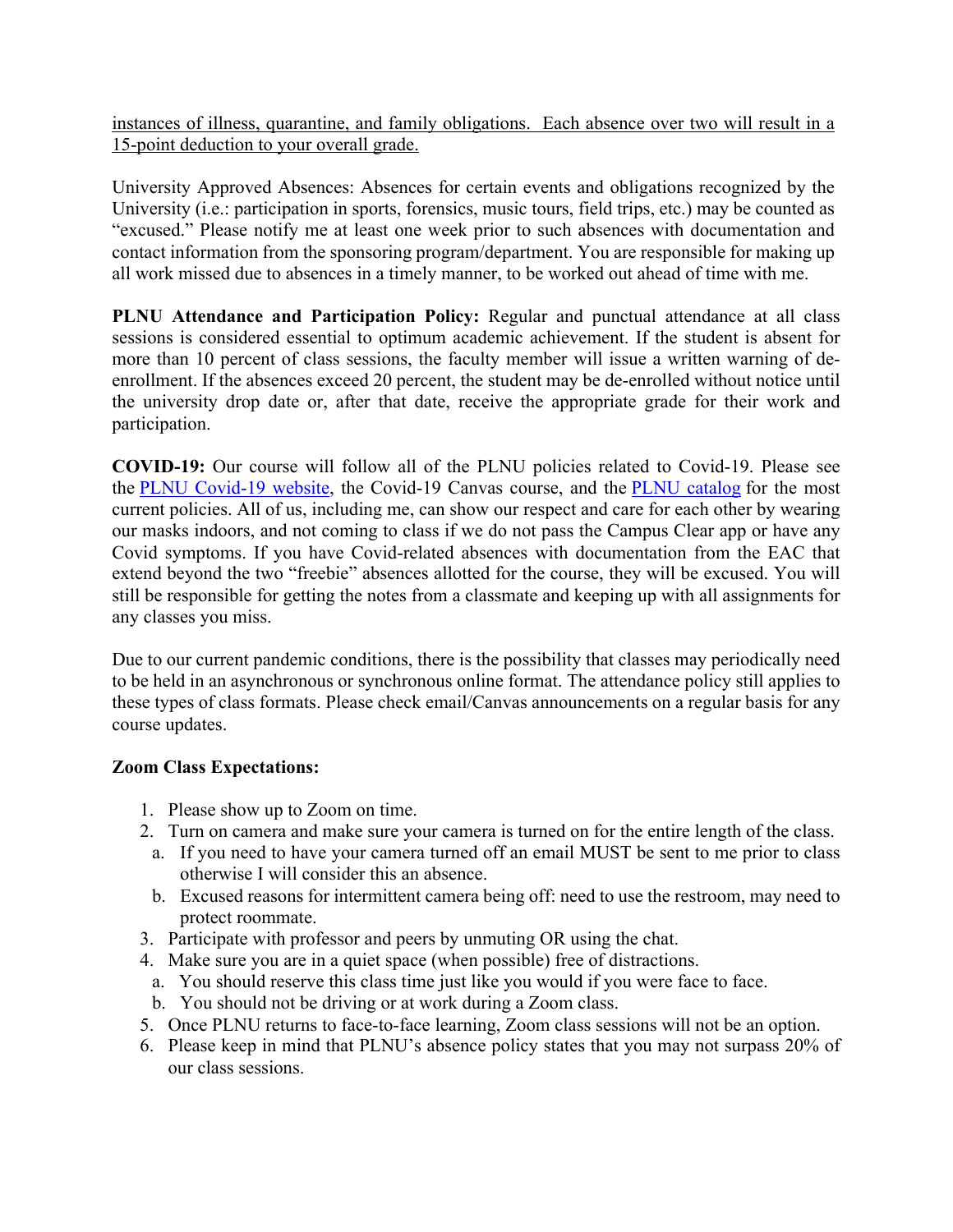instances of illness, quarantine, and family obligations. Each absence over two will result in a 15-point deduction to your overall grade.

University Approved Absences: Absences for certain events and obligations recognized by the University (i.e.: participation in sports, forensics, music tours, field trips, etc.) may be counted as "excused." Please notify me at least one week prior to such absences with documentation and contact information from the sponsoring program/department. You are responsible for making up all work missed due to absences in a timely manner, to be worked out ahead of time with me.

**PLNU Attendance and Participation Policy:** Regular and punctual attendance at all class sessions is considered essential to optimum academic achievement. If the student is absent for more than 10 percent of class sessions, the faculty member will issue a written warning of de-enrollment. If the absences exceed 20 percent, the student may be de-enrolled without notice until the university drop date or, after that date, receive the appropriate grade for their work and participation.

**COVID-19:** Our course will follow all of the PLNU policies related to Covid-19. Please see the PLNU Covid-19 website, the Covid-19 Canvas course, and the PLNU catalog for the most current policies. All of us, including me, can show our respect and care for each other by wearing our masks indoors, and not coming to class if we do not pass the Campus Clear app or have any Covid symptoms. If you have Covid-related absences with documentation from the EAC that extend beyond the two "freebie" absences allotted for the course, they will be excused. You will still be responsible for getting the notes from a classmate and keeping up with all assignments for any classes you miss.

Due to our current pandemic conditions, there is the possibility that classes may periodically need to be held in an asynchronous or synchronous online format. The attendance policy still applies to these types of class formats. Please check email/Canvas announcements on a regular basis for any course updates.

**Zoom Class Expectations:**

1. Please show up to Zoom on time.
2. Turn on camera and make sure your camera is turned on for the entire length of the class.
   a. If you need to have your camera turned off an email MUST be sent to me prior to class otherwise I will consider this an absence.
   b. Excused reasons for intermittent camera being off: need to use the restroom, may need to protect roommate.
3. Participate with professor and peers by unmuting OR using the chat.
4. Make sure you are in a quiet space (when possible) free of distractions.
   a. You should reserve this class time just like you would if you were face to face.
   b. You should not be driving or at work during a Zoom class.
5. Once PLNU returns to face-to-face learning, Zoom class sessions will not be an option.
6. Please keep in mind that PLNU's absence policy states that you may not surpass 20% of our class sessions.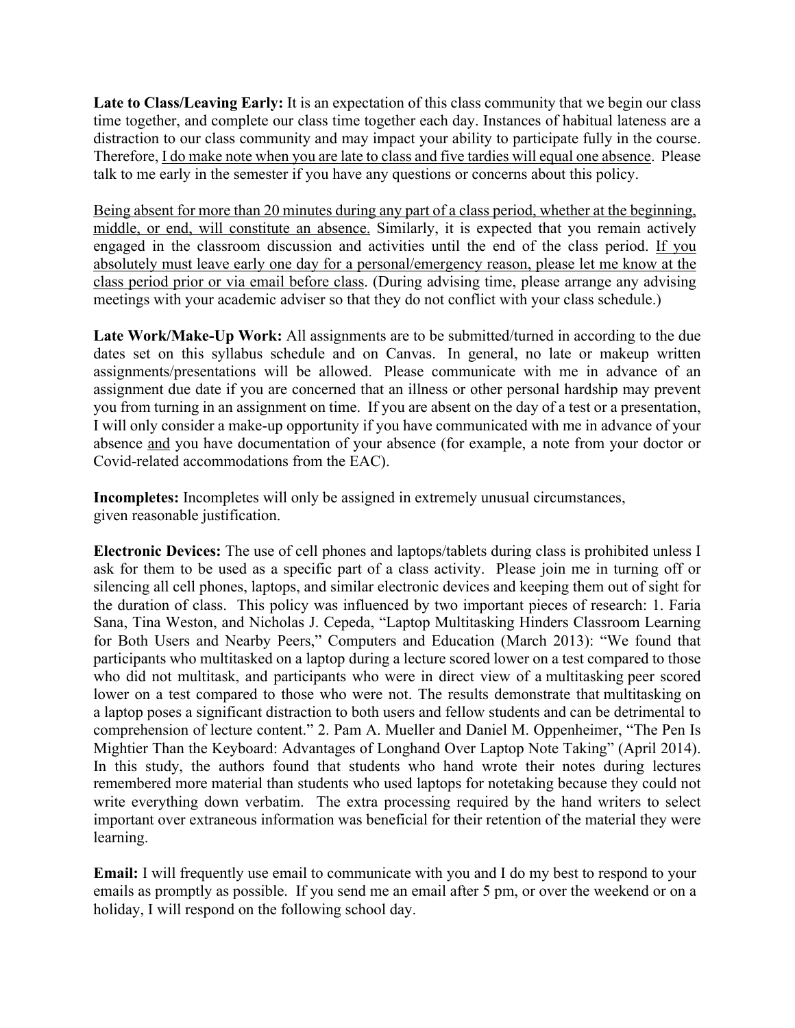**Late to Class/Leaving Early:** It is an expectation of this class community that we begin our class time together, and complete our class time together each day. Instances of habitual lateness are a distraction to our class community and may impact your ability to participate fully in the course. Therefore, <u>I do make note when you are late to class and five tardies will equal one absence</u>. Please talk to me early in the semester if you have any questions or concerns about this policy.

<u>Being absent for more than 20 minutes during any part of a class period, whether at the beginning, middle, or end, will constitute an absence.</u> Similarly, it is expected that you remain actively engaged in the classroom discussion and activities until the end of the class period. <u>If you absolutely must leave early one day for a personal/emergency reason, please let me know at the class period prior or via email before class</u>. (During advising time, please arrange any advising meetings with your academic adviser so that they do not conflict with your class schedule.)

**Late Work/Make-Up Work:** All assignments are to be submitted/turned in according to the due dates set on this syllabus schedule and on Canvas. In general, no late or makeup written assignments/presentations will be allowed. Please communicate with me in advance of an assignment due date if you are concerned that an illness or other personal hardship may prevent you from turning in an assignment on time. If you are absent on the day of a test or a presentation, I will only consider a make-up opportunity if you have communicated with me in advance of your absence <u>and</u> you have documentation of your absence (for example, a note from your doctor or Covid-related accommodations from the EAC).

**Incompletes:** Incompletes will only be assigned in extremely unusual circumstances, given reasonable justification.

**Electronic Devices:** The use of cell phones and laptops/tablets during class is prohibited unless I ask for them to be used as a specific part of a class activity. Please join me in turning off or silencing all cell phones, laptops, and similar electronic devices and keeping them out of sight for the duration of class. This policy was influenced by two important pieces of research: 1. Faria Sana, Tina Weston, and Nicholas J. Cepeda, "Laptop Multitasking Hinders Classroom Learning for Both Users and Nearby Peers," Computers and Education (March 2013): "We found that participants who multitasked on a laptop during a lecture scored lower on a test compared to those who did not multitask, and participants who were in direct view of a multitasking peer scored lower on a test compared to those who were not. The results demonstrate that multitasking on a laptop poses a significant distraction to both users and fellow students and can be detrimental to comprehension of lecture content." 2. Pam A. Mueller and Daniel M. Oppenheimer, "The Pen Is Mightier Than the Keyboard: Advantages of Longhand Over Laptop Note Taking" (April 2014). In this study, the authors found that students who hand wrote their notes during lectures remembered more material than students who used laptops for notetaking because they could not write everything down verbatim. The extra processing required by the hand writers to select important over extraneous information was beneficial for their retention of the material they were learning.

**Email:** I will frequently use email to communicate with you and I do my best to respond to your emails as promptly as possible. If you send me an email after 5 pm, or over the weekend or on a holiday, I will respond on the following school day.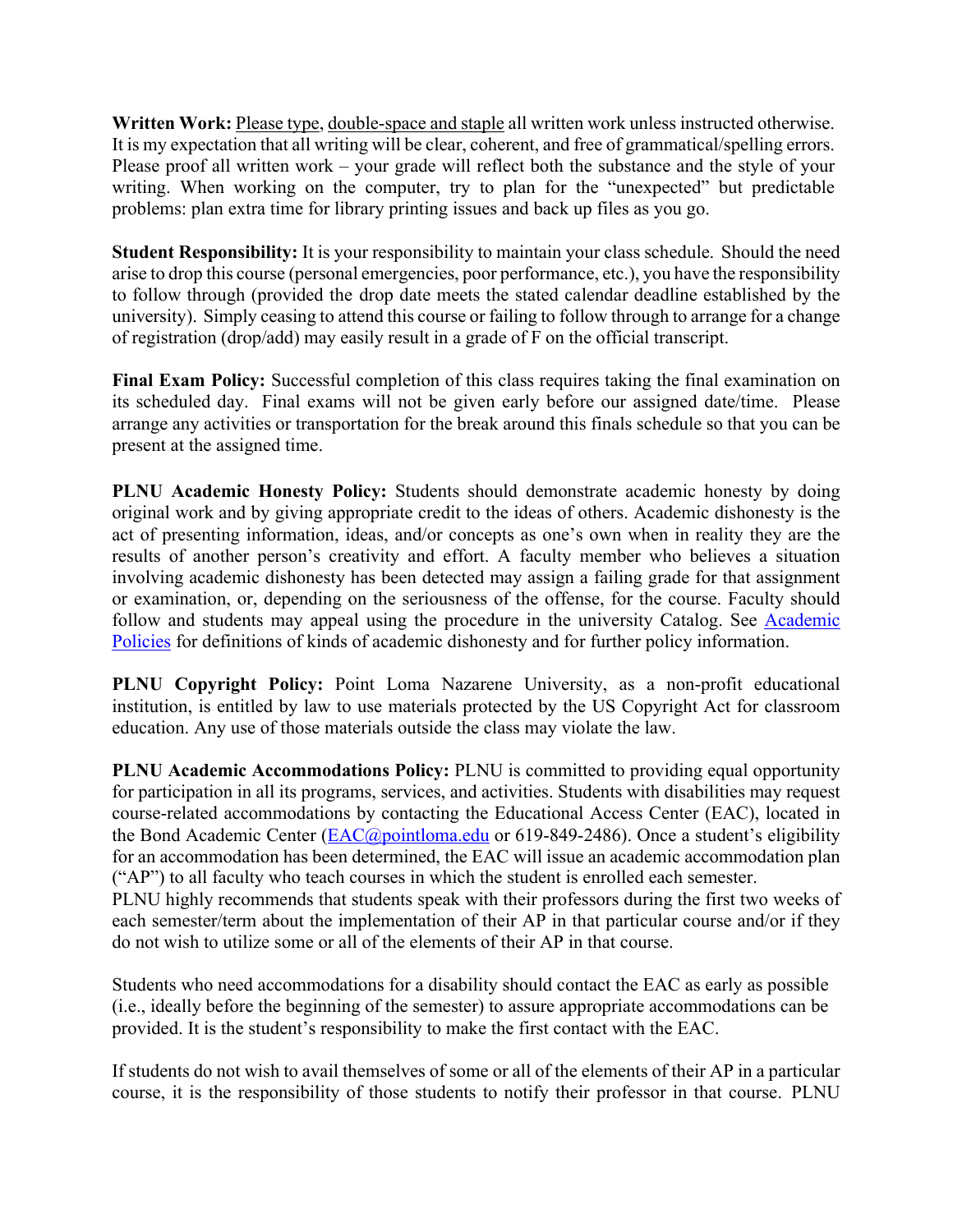**Written Work:** Please type, double-space and staple all written work unless instructed otherwise. It is my expectation that all writing will be clear, coherent, and free of grammatical/spelling errors. Please proof all written work – your grade will reflect both the substance and the style of your writing. When working on the computer, try to plan for the "unexpected" but predictable problems: plan extra time for library printing issues and back up files as you go.

**Student Responsibility:** It is your responsibility to maintain your class schedule. Should the need arise to drop this course (personal emergencies, poor performance, etc.), you have the responsibility to follow through (provided the drop date meets the stated calendar deadline established by the university). Simply ceasing to attend this course or failing to follow through to arrange for a change of registration (drop/add) may easily result in a grade of F on the official transcript.

**Final Exam Policy:** Successful completion of this class requires taking the final examination on its scheduled day. Final exams will not be given early before our assigned date/time. Please arrange any activities or transportation for the break around this finals schedule so that you can be present at the assigned time.

**PLNU Academic Honesty Policy:** Students should demonstrate academic honesty by doing original work and by giving appropriate credit to the ideas of others. Academic dishonesty is the act of presenting information, ideas, and/or concepts as one's own when in reality they are the results of another person's creativity and effort. A faculty member who believes a situation involving academic dishonesty has been detected may assign a failing grade for that assignment or examination, or, depending on the seriousness of the offense, for the course. Faculty should follow and students may appeal using the procedure in the university Catalog. See Academic Policies for definitions of kinds of academic dishonesty and for further policy information.

**PLNU Copyright Policy:** Point Loma Nazarene University, as a non-profit educational institution, is entitled by law to use materials protected by the US Copyright Act for classroom education. Any use of those materials outside the class may violate the law.

**PLNU Academic Accommodations Policy:** PLNU is committed to providing equal opportunity for participation in all its programs, services, and activities. Students with disabilities may request course-related accommodations by contacting the Educational Access Center (EAC), located in the Bond Academic Center (EAC@pointloma.edu or 619-849-2486). Once a student's eligibility for an accommodation has been determined, the EAC will issue an academic accommodation plan ("AP") to all faculty who teach courses in which the student is enrolled each semester.
PLNU highly recommends that students speak with their professors during the first two weeks of each semester/term about the implementation of their AP in that particular course and/or if they do not wish to utilize some or all of the elements of their AP in that course.

Students who need accommodations for a disability should contact the EAC as early as possible (i.e., ideally before the beginning of the semester) to assure appropriate accommodations can be provided. It is the student's responsibility to make the first contact with the EAC.

If students do not wish to avail themselves of some or all of the elements of their AP in a particular course, it is the responsibility of those students to notify their professor in that course. PLNU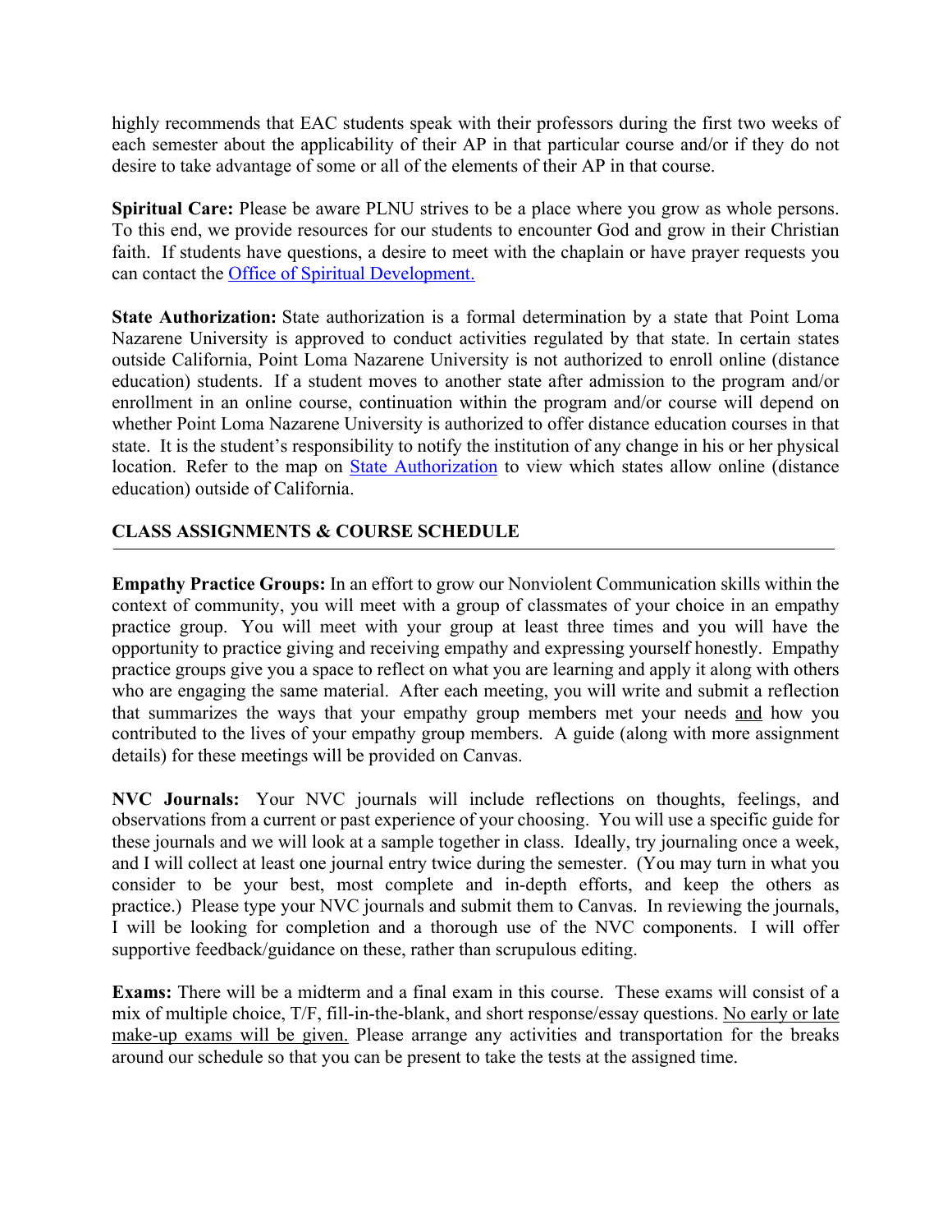highly recommends that EAC students speak with their professors during the first two weeks of each semester about the applicability of their AP in that particular course and/or if they do not desire to take advantage of some or all of the elements of their AP in that course.

**Spiritual Care:** Please be aware PLNU strives to be a place where you grow as whole persons. To this end, we provide resources for our students to encounter God and grow in their Christian faith. If students have questions, a desire to meet with the chaplain or have prayer requests you can contact the [Office of Spiritual Development.]()

**State Authorization:** State authorization is a formal determination by a state that Point Loma Nazarene University is approved to conduct activities regulated by that state. In certain states outside California, Point Loma Nazarene University is not authorized to enroll online (distance education) students. If a student moves to another state after admission to the program and/or enrollment in an online course, continuation within the program and/or course will depend on whether Point Loma Nazarene University is authorized to offer distance education courses in that state. It is the student's responsibility to notify the institution of any change in his or her physical location. Refer to the map on [State Authorization]() to view which states allow online (distance education) outside of California.

## CLASS ASSIGNMENTS & COURSE SCHEDULE

**Empathy Practice Groups:** In an effort to grow our Nonviolent Communication skills within the context of community, you will meet with a group of classmates of your choice in an empathy practice group. You will meet with your group at least three times and you will have the opportunity to practice giving and receiving empathy and expressing yourself honestly. Empathy practice groups give you a space to reflect on what you are learning and apply it along with others who are engaging the same material. After each meeting, you will write and submit a reflection that summarizes the ways that your empathy group members met your needs <u>and</u> how you contributed to the lives of your empathy group members. A guide (along with more assignment details) for these meetings will be provided on Canvas.

**NVC Journals:** Your NVC journals will include reflections on thoughts, feelings, and observations from a current or past experience of your choosing. You will use a specific guide for these journals and we will look at a sample together in class. Ideally, try journaling once a week, and I will collect at least one journal entry twice during the semester. (You may turn in what you consider to be your best, most complete and in-depth efforts, and keep the others as practice.) Please type your NVC journals and submit them to Canvas. In reviewing the journals, I will be looking for completion and a thorough use of the NVC components. I will offer supportive feedback/guidance on these, rather than scrupulous editing.

**Exams:** There will be a midterm and a final exam in this course. These exams will consist of a mix of multiple choice, T/F, fill-in-the-blank, and short response/essay questions. <u>No early or late make-up exams will be given.</u> Please arrange any activities and transportation for the breaks around our schedule so that you can be present to take the tests at the assigned time.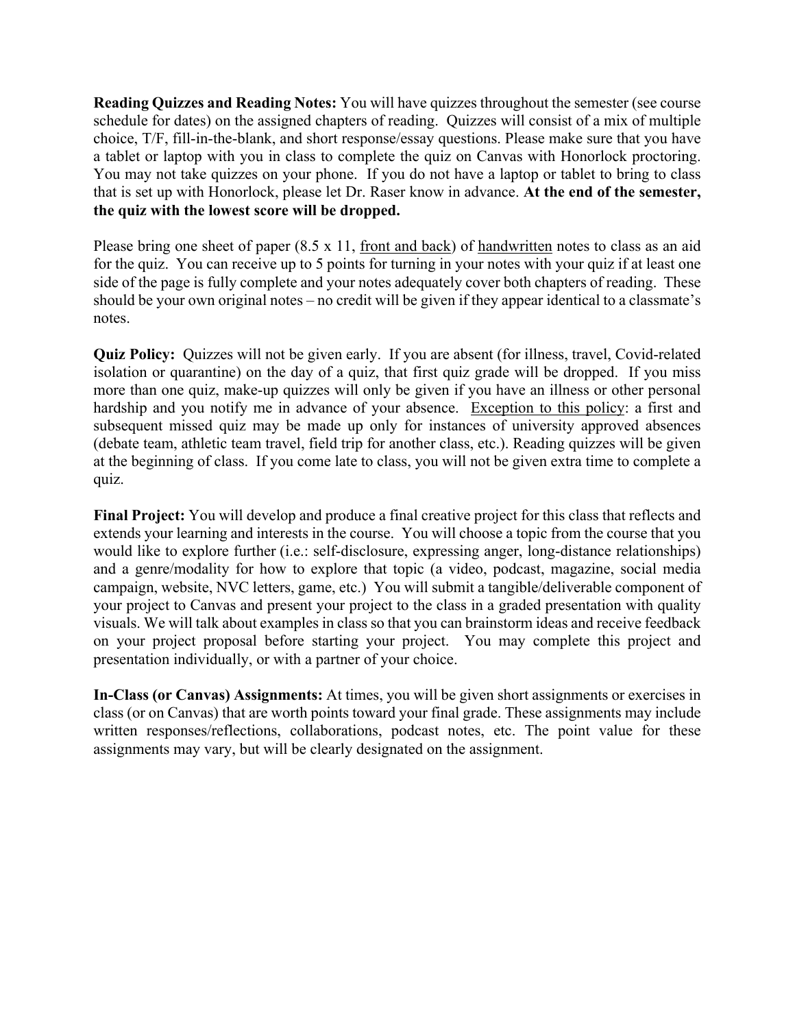**Reading Quizzes and Reading Notes:** You will have quizzes throughout the semester (see course schedule for dates) on the assigned chapters of reading. Quizzes will consist of a mix of multiple choice, T/F, fill-in-the-blank, and short response/essay questions. Please make sure that you have a tablet or laptop with you in class to complete the quiz on Canvas with Honorlock proctoring. You may not take quizzes on your phone. If you do not have a laptop or tablet to bring to class that is set up with Honorlock, please let Dr. Raser know in advance. **At the end of the semester, the quiz with the lowest score will be dropped.**

Please bring one sheet of paper (8.5 x 11, front and back) of handwritten notes to class as an aid for the quiz. You can receive up to 5 points for turning in your notes with your quiz if at least one side of the page is fully complete and your notes adequately cover both chapters of reading. These should be your own original notes – no credit will be given if they appear identical to a classmate's notes.

**Quiz Policy:** Quizzes will not be given early. If you are absent (for illness, travel, Covid-related isolation or quarantine) on the day of a quiz, that first quiz grade will be dropped. If you miss more than one quiz, make-up quizzes will only be given if you have an illness or other personal hardship and you notify me in advance of your absence. Exception to this policy: a first and subsequent missed quiz may be made up only for instances of university approved absences (debate team, athletic team travel, field trip for another class, etc.). Reading quizzes will be given at the beginning of class. If you come late to class, you will not be given extra time to complete a quiz.

**Final Project:** You will develop and produce a final creative project for this class that reflects and extends your learning and interests in the course. You will choose a topic from the course that you would like to explore further (i.e.: self-disclosure, expressing anger, long-distance relationships) and a genre/modality for how to explore that topic (a video, podcast, magazine, social media campaign, website, NVC letters, game, etc.) You will submit a tangible/deliverable component of your project to Canvas and present your project to the class in a graded presentation with quality visuals. We will talk about examples in class so that you can brainstorm ideas and receive feedback on your project proposal before starting your project. You may complete this project and presentation individually, or with a partner of your choice.

**In-Class (or Canvas) Assignments:** At times, you will be given short assignments or exercises in class (or on Canvas) that are worth points toward your final grade. These assignments may include written responses/reflections, collaborations, podcast notes, etc. The point value for these assignments may vary, but will be clearly designated on the assignment.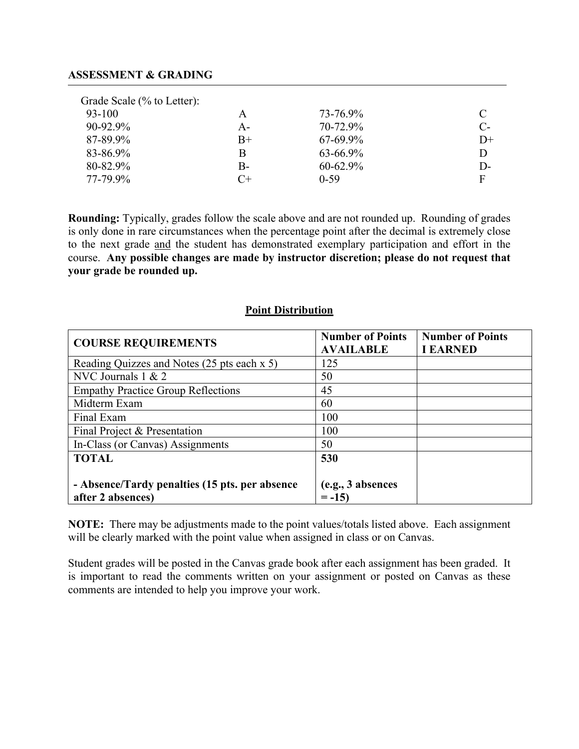## ASSESSMENT & GRADING

Grade Scale (% to Letter):

| | | | |
|---|---|---|---|
| 93-100 | A | 73-76.9% | C |
| 90-92.9% | A- | 70-72.9% | C- |
| 87-89.9% | B+ | 67-69.9% | D+ |
| 83-86.9% | B | 63-66.9% | D |
| 80-82.9% | B- | 60-62.9% | D- |
| 77-79.9% | C+ | 0-59 | F |

**Rounding:** Typically, grades follow the scale above and are not rounded up. Rounding of grades is only done in rare circumstances when the percentage point after the decimal is extremely close to the next grade and the student has demonstrated exemplary participation and effort in the course. **Any possible changes are made by instructor discretion; please do not request that your grade be rounded up.**

### Point Distribution

| COURSE REQUIREMENTS | Number of Points AVAILABLE | Number of Points I EARNED |
|---|---|---|
| Reading Quizzes and Notes (25 pts each x 5) | 125 | |
| NVC Journals 1 & 2 | 50 | |
| Empathy Practice Group Reflections | 45 | |
| Midterm Exam | 60 | |
| Final Exam | 100 | |
| Final Project & Presentation | 100 | |
| In-Class (or Canvas) Assignments | 50 | |
| **TOTAL**<br><br>**- Absence/Tardy penalties (15 pts. per absence after 2 absences)** | **530**<br><br>**(e.g., 3 absences = -15)** | |

**NOTE:** There may be adjustments made to the point values/totals listed above. Each assignment will be clearly marked with the point value when assigned in class or on Canvas.

Student grades will be posted in the Canvas grade book after each assignment has been graded. It is important to read the comments written on your assignment or posted on Canvas as these comments are intended to help you improve your work.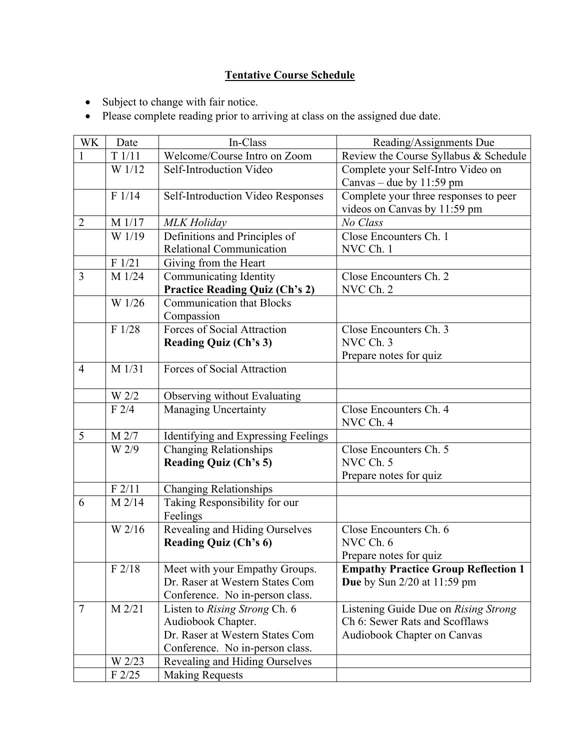# Tentative Course Schedule

- Subject to change with fair notice.
- Please complete reading prior to arriving at class on the assigned due date.

| WK | Date | In-Class | Reading/Assignments Due |
|---|---|---|---|
| 1 | T 1/11 | Welcome/Course Intro on Zoom | Review the Course Syllabus & Schedule |
| | W 1/12 | Self-Introduction Video | Complete your Self-Intro Video on Canvas – due by 11:59 pm |
| | F 1/14 | Self-Introduction Video Responses | Complete your three responses to peer videos on Canvas by 11:59 pm |
| 2 | M 1/17 | *MLK Holiday* | *No Class* |
| | W 1/19 | Definitions and Principles of Relational Communication | Close Encounters Ch. 1<br>NVC Ch. 1 |
| | F 1/21 | Giving from the Heart | |
| 3 | M 1/24 | Communicating Identity<br>**Practice Reading Quiz (Ch's 2)** | Close Encounters Ch. 2<br>NVC Ch. 2 |
| | W 1/26 | Communication that Blocks Compassion | |
| | F 1/28 | Forces of Social Attraction<br>**Reading Quiz (Ch's 3)** | Close Encounters Ch. 3<br>NVC Ch. 3<br>Prepare notes for quiz |
| 4 | M 1/31 | Forces of Social Attraction | |
| | W 2/2 | Observing without Evaluating | |
| | F 2/4 | Managing Uncertainty | Close Encounters Ch. 4<br>NVC Ch. 4 |
| 5 | M 2/7 | Identifying and Expressing Feelings | |
| | W 2/9 | Changing Relationships<br>**Reading Quiz (Ch's 5)** | Close Encounters Ch. 5<br>NVC Ch. 5<br>Prepare notes for quiz |
| | F 2/11 | Changing Relationships | |
| 6 | M 2/14 | Taking Responsibility for our Feelings | |
| | W 2/16 | Revealing and Hiding Ourselves<br>**Reading Quiz (Ch's 6)** | Close Encounters Ch. 6<br>NVC Ch. 6<br>Prepare notes for quiz |
| | F 2/18 | Meet with your Empathy Groups. Dr. Raser at Western States Com Conference. No in-person class. | **Empathy Practice Group Reflection 1 Due** by Sun 2/20 at 11:59 pm |
| 7 | M 2/21 | Listen to *Rising Strong* Ch. 6 Audiobook Chapter.<br>Dr. Raser at Western States Com Conference. No in-person class. | Listening Guide Due on *Rising Strong* Ch 6: Sewer Rats and Scofflaws Audiobook Chapter on Canvas |
| | W 2/23 | Revealing and Hiding Ourselves | |
| | F 2/25 | Making Requests | |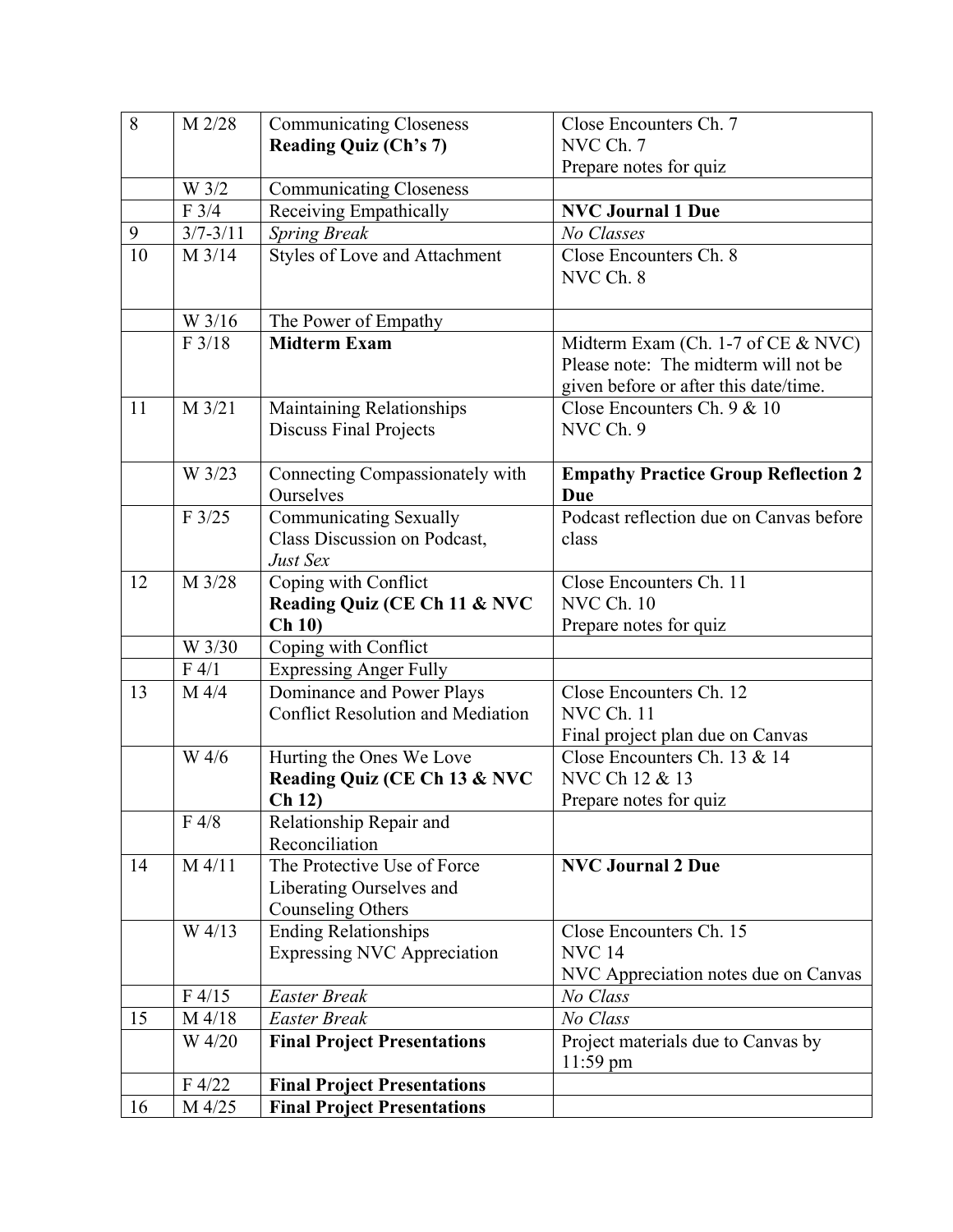| 8 | M 2/28 | Communicating Closeness<br>**Reading Quiz (Ch's 7)** | Close Encounters Ch. 7<br>NVC Ch. 7<br>Prepare notes for quiz |
|---|---|---|---|
| | W 3/2 | Communicating Closeness | |
| | F 3/4 | Receiving Empathically | **NVC Journal 1 Due** |
| 9 | 3/7-3/11 | *Spring Break* | *No Classes* |
| 10 | M 3/14 | Styles of Love and Attachment | Close Encounters Ch. 8<br>NVC Ch. 8 |
| | W 3/16 | The Power of Empathy | |
| | F 3/18 | **Midterm Exam** | Midterm Exam (Ch. 1-7 of CE & NVC)<br>Please note: The midterm will not be given before or after this date/time. |
| 11 | M 3/21 | Maintaining Relationships<br>Discuss Final Projects | Close Encounters Ch. 9 & 10<br>NVC Ch. 9 |
| | W 3/23 | Connecting Compassionately with Ourselves | **Empathy Practice Group Reflection 2 Due** |
| | F 3/25 | Communicating Sexually<br>Class Discussion on Podcast, *Just Sex* | Podcast reflection due on Canvas before class |
| 12 | M 3/28 | Coping with Conflict<br>**Reading Quiz (CE Ch 11 & NVC Ch 10)** | Close Encounters Ch. 11<br>NVC Ch. 10<br>Prepare notes for quiz |
| | W 3/30 | Coping with Conflict | |
| | F 4/1 | Expressing Anger Fully | |
| 13 | M 4/4 | Dominance and Power Plays<br>Conflict Resolution and Mediation | Close Encounters Ch. 12<br>NVC Ch. 11<br>Final project plan due on Canvas |
| | W 4/6 | Hurting the Ones We Love<br>**Reading Quiz (CE Ch 13 & NVC Ch 12)** | Close Encounters Ch. 13 & 14<br>NVC Ch 12 & 13<br>Prepare notes for quiz |
| | F 4/8 | Relationship Repair and Reconciliation | |
| 14 | M 4/11 | The Protective Use of Force<br>Liberating Ourselves and Counseling Others | **NVC Journal 2 Due** |
| | W 4/13 | Ending Relationships<br>Expressing NVC Appreciation | Close Encounters Ch. 15<br>NVC 14<br>NVC Appreciation notes due on Canvas |
| | F 4/15 | *Easter Break* | *No Class* |
| 15 | M 4/18 | *Easter Break* | *No Class* |
| | W 4/20 | **Final Project Presentations** | Project materials due to Canvas by 11:59 pm |
| | F 4/22 | **Final Project Presentations** | |
| 16 | M 4/25 | **Final Project Presentations** | |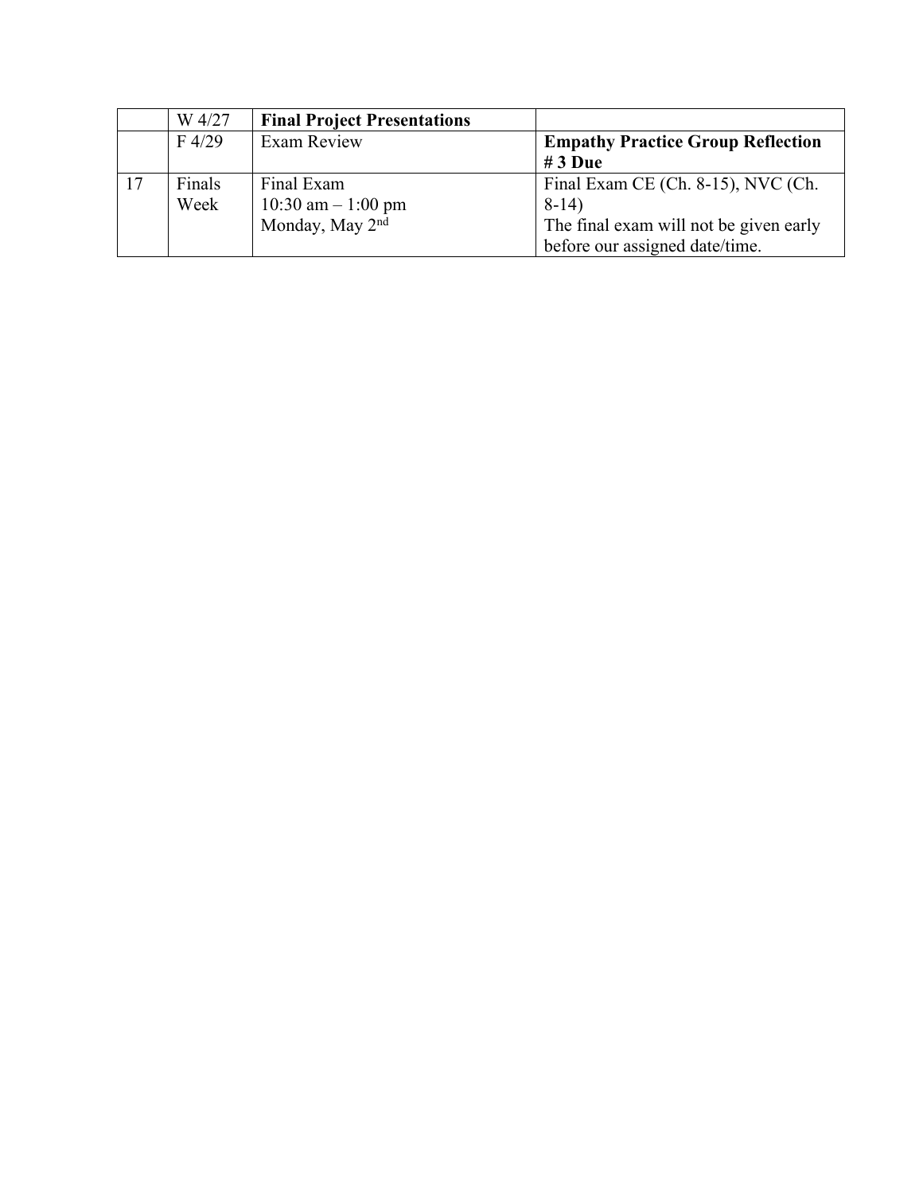| | | | |
|---|---|---|---|
| | W 4/27 | **Final Project Presentations** | |
| | F 4/29 | Exam Review | **Empathy Practice Group Reflection # 3 Due** |
| 17 | Finals Week | Final Exam<br>10:30 am – 1:00 pm<br>Monday, May 2nd | Final Exam CE (Ch. 8-15), NVC (Ch. 8-14)<br>The final exam will not be given early before our assigned date/time. |